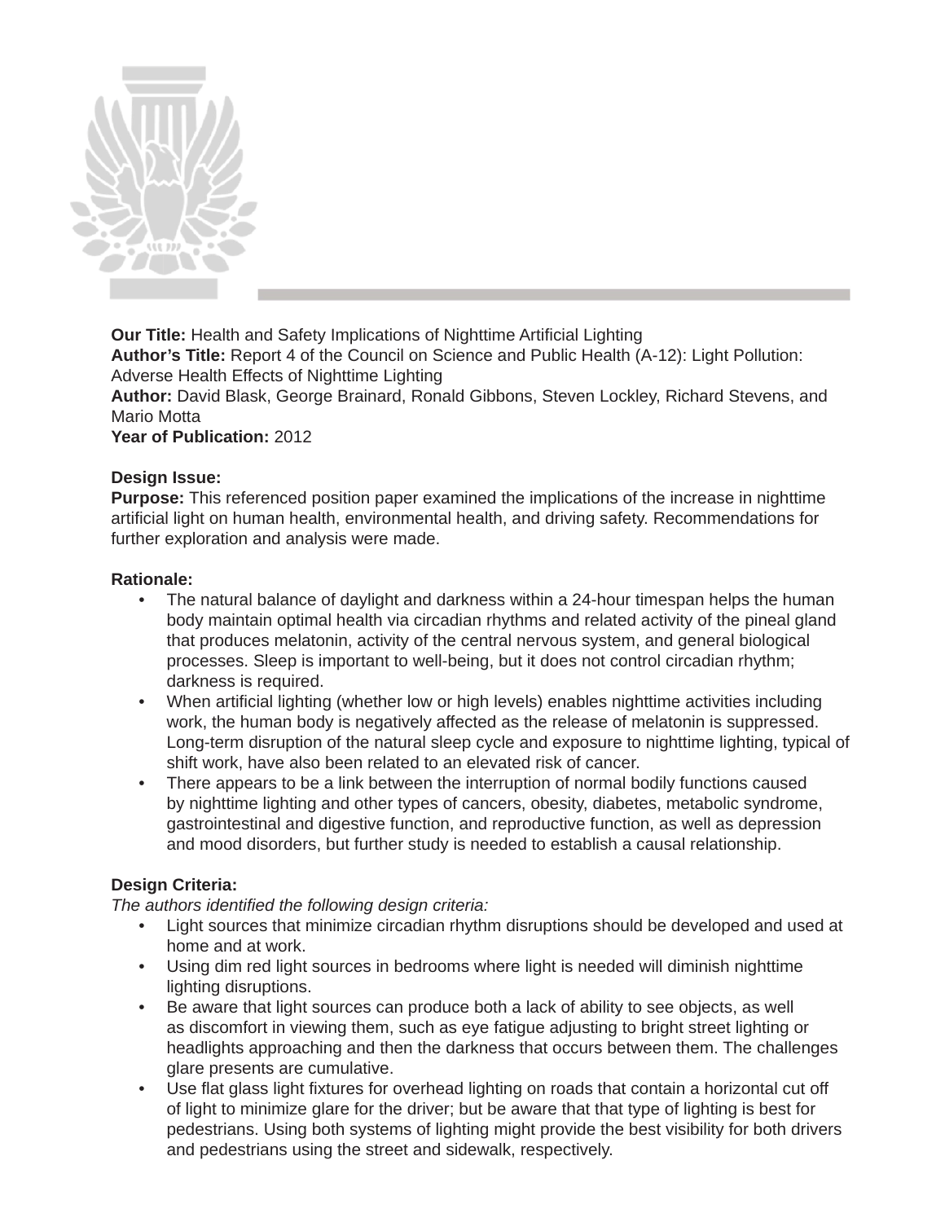**Our Title:** Health and Safety Implications of Nighttime Artificial Lighting
**Author's Title:** Report 4 of the Council on Science and Public Health (A-12): Light Pollution: Adverse Health Effects of Nighttime Lighting
**Author:** David Blask, George Brainard, Ronald Gibbons, Steven Lockley, Richard Stevens, and Mario Motta
**Year of Publication:** 2012

**Design Issue:**
**Purpose:** This referenced position paper examined the implications of the increase in nighttime artificial light on human health, environmental health, and driving safety. Recommendations for further exploration and analysis were made.

**Rationale:**

- The natural balance of daylight and darkness within a 24-hour timespan helps the human body maintain optimal health via circadian rhythms and related activity of the pineal gland that produces melatonin, activity of the central nervous system, and general biological processes. Sleep is important to well-being, but it does not control circadian rhythm; darkness is required.
- When artificial lighting (whether low or high levels) enables nighttime activities including work, the human body is negatively affected as the release of melatonin is suppressed. Long-term disruption of the natural sleep cycle and exposure to nighttime lighting, typical of shift work, have also been related to an elevated risk of cancer.
- There appears to be a link between the interruption of normal bodily functions caused by nighttime lighting and other types of cancers, obesity, diabetes, metabolic syndrome, gastrointestinal and digestive function, and reproductive function, as well as depression and mood disorders, but further study is needed to establish a causal relationship.

**Design Criteria:**
*The authors identified the following design criteria:*

- Light sources that minimize circadian rhythm disruptions should be developed and used at home and at work.
- Using dim red light sources in bedrooms where light is needed will diminish nighttime lighting disruptions.
- Be aware that light sources can produce both a lack of ability to see objects, as well as discomfort in viewing them, such as eye fatigue adjusting to bright street lighting or headlights approaching and then the darkness that occurs between them. The challenges glare presents are cumulative.
- Use flat glass light fixtures for overhead lighting on roads that contain a horizontal cut off of light to minimize glare for the driver; but be aware that that type of lighting is best for pedestrians. Using both systems of lighting might provide the best visibility for both drivers and pedestrians using the street and sidewalk, respectively.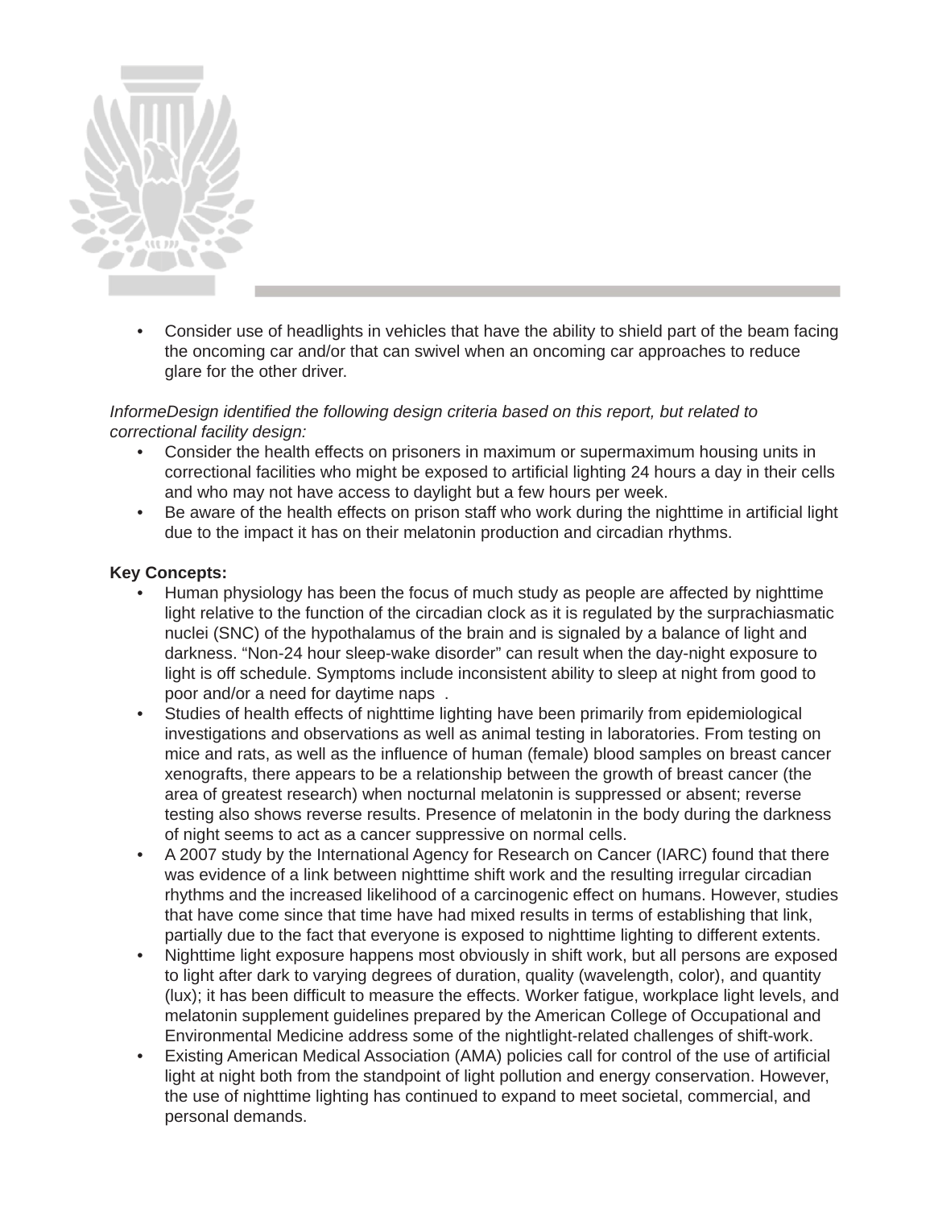- Consider use of headlights in vehicles that have the ability to shield part of the beam facing the oncoming car and/or that can swivel when an oncoming car approaches to reduce glare for the other driver.

*InformeDesign identified the following design criteria based on this report, but related to correctional facility design:*

- Consider the health effects on prisoners in maximum or supermaximum housing units in correctional facilities who might be exposed to artificial lighting 24 hours a day in their cells and who may not have access to daylight but a few hours per week.
- Be aware of the health effects on prison staff who work during the nighttime in artificial light due to the impact it has on their melatonin production and circadian rhythms.

**Key Concepts:**

- Human physiology has been the focus of much study as people are affected by nighttime light relative to the function of the circadian clock as it is regulated by the surprachiasmatic nuclei (SNC) of the hypothalamus of the brain and is signaled by a balance of light and darkness. "Non-24 hour sleep-wake disorder" can result when the day-night exposure to light is off schedule. Symptoms include inconsistent ability to sleep at night from good to poor and/or a need for daytime naps .
- Studies of health effects of nighttime lighting have been primarily from epidemiological investigations and observations as well as animal testing in laboratories. From testing on mice and rats, as well as the influence of human (female) blood samples on breast cancer xenografts, there appears to be a relationship between the growth of breast cancer (the area of greatest research) when nocturnal melatonin is suppressed or absent; reverse testing also shows reverse results. Presence of melatonin in the body during the darkness of night seems to act as a cancer suppressive on normal cells.
- A 2007 study by the International Agency for Research on Cancer (IARC) found that there was evidence of a link between nighttime shift work and the resulting irregular circadian rhythms and the increased likelihood of a carcinogenic effect on humans. However, studies that have come since that time have had mixed results in terms of establishing that link, partially due to the fact that everyone is exposed to nighttime lighting to different extents.
- Nighttime light exposure happens most obviously in shift work, but all persons are exposed to light after dark to varying degrees of duration, quality (wavelength, color), and quantity (lux); it has been difficult to measure the effects. Worker fatigue, workplace light levels, and melatonin supplement guidelines prepared by the American College of Occupational and Environmental Medicine address some of the nightlight-related challenges of shift-work.
- Existing American Medical Association (AMA) policies call for control of the use of artificial light at night both from the standpoint of light pollution and energy conservation. However, the use of nighttime lighting has continued to expand to meet societal, commercial, and personal demands.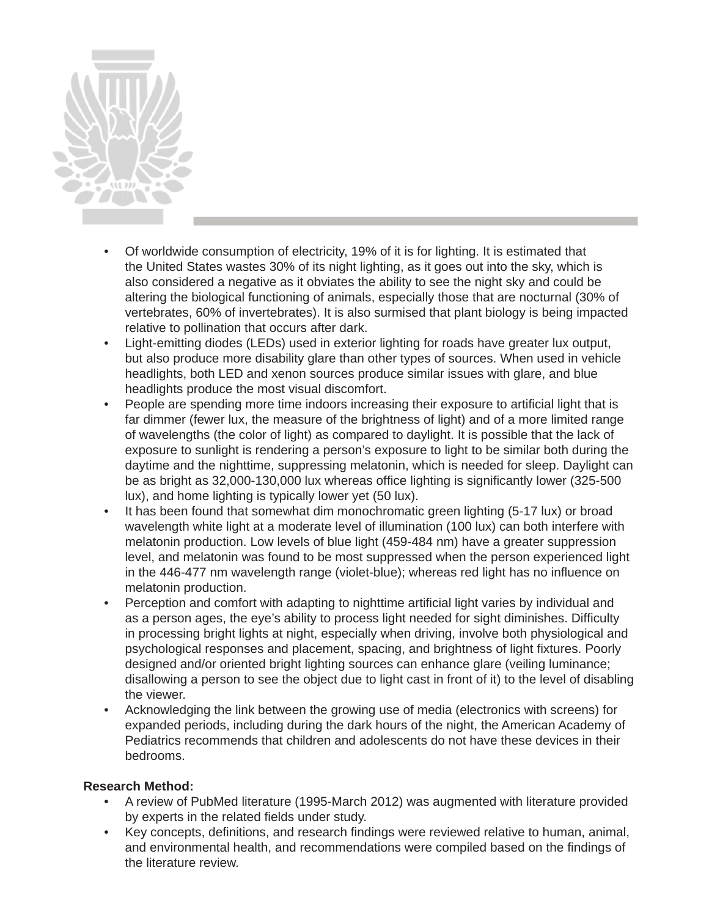- Of worldwide consumption of electricity, 19% of it is for lighting. It is estimated that the United States wastes 30% of its night lighting, as it goes out into the sky, which is also considered a negative as it obviates the ability to see the night sky and could be altering the biological functioning of animals, especially those that are nocturnal (30% of vertebrates, 60% of invertebrates). It is also surmised that plant biology is being impacted relative to pollination that occurs after dark.
- Light-emitting diodes (LEDs) used in exterior lighting for roads have greater lux output, but also produce more disability glare than other types of sources. When used in vehicle headlights, both LED and xenon sources produce similar issues with glare, and blue headlights produce the most visual discomfort.
- People are spending more time indoors increasing their exposure to artificial light that is far dimmer (fewer lux, the measure of the brightness of light) and of a more limited range of wavelengths (the color of light) as compared to daylight. It is possible that the lack of exposure to sunlight is rendering a person's exposure to light to be similar both during the daytime and the nighttime, suppressing melatonin, which is needed for sleep. Daylight can be as bright as 32,000-130,000 lux whereas office lighting is significantly lower (325-500 lux), and home lighting is typically lower yet (50 lux).
- It has been found that somewhat dim monochromatic green lighting (5-17 lux) or broad wavelength white light at a moderate level of illumination (100 lux) can both interfere with melatonin production. Low levels of blue light (459-484 nm) have a greater suppression level, and melatonin was found to be most suppressed when the person experienced light in the 446-477 nm wavelength range (violet-blue); whereas red light has no influence on melatonin production.
- Perception and comfort with adapting to nighttime artificial light varies by individual and as a person ages, the eye's ability to process light needed for sight diminishes. Difficulty in processing bright lights at night, especially when driving, involve both physiological and psychological responses and placement, spacing, and brightness of light fixtures. Poorly designed and/or oriented bright lighting sources can enhance glare (veiling luminance; disallowing a person to see the object due to light cast in front of it) to the level of disabling the viewer.
- Acknowledging the link between the growing use of media (electronics with screens) for expanded periods, including during the dark hours of the night, the American Academy of Pediatrics recommends that children and adolescents do not have these devices in their bedrooms.

**Research Method:**

- A review of PubMed literature (1995-March 2012) was augmented with literature provided by experts in the related fields under study.
- Key concepts, definitions, and research findings were reviewed relative to human, animal, and environmental health, and recommendations were compiled based on the findings of the literature review.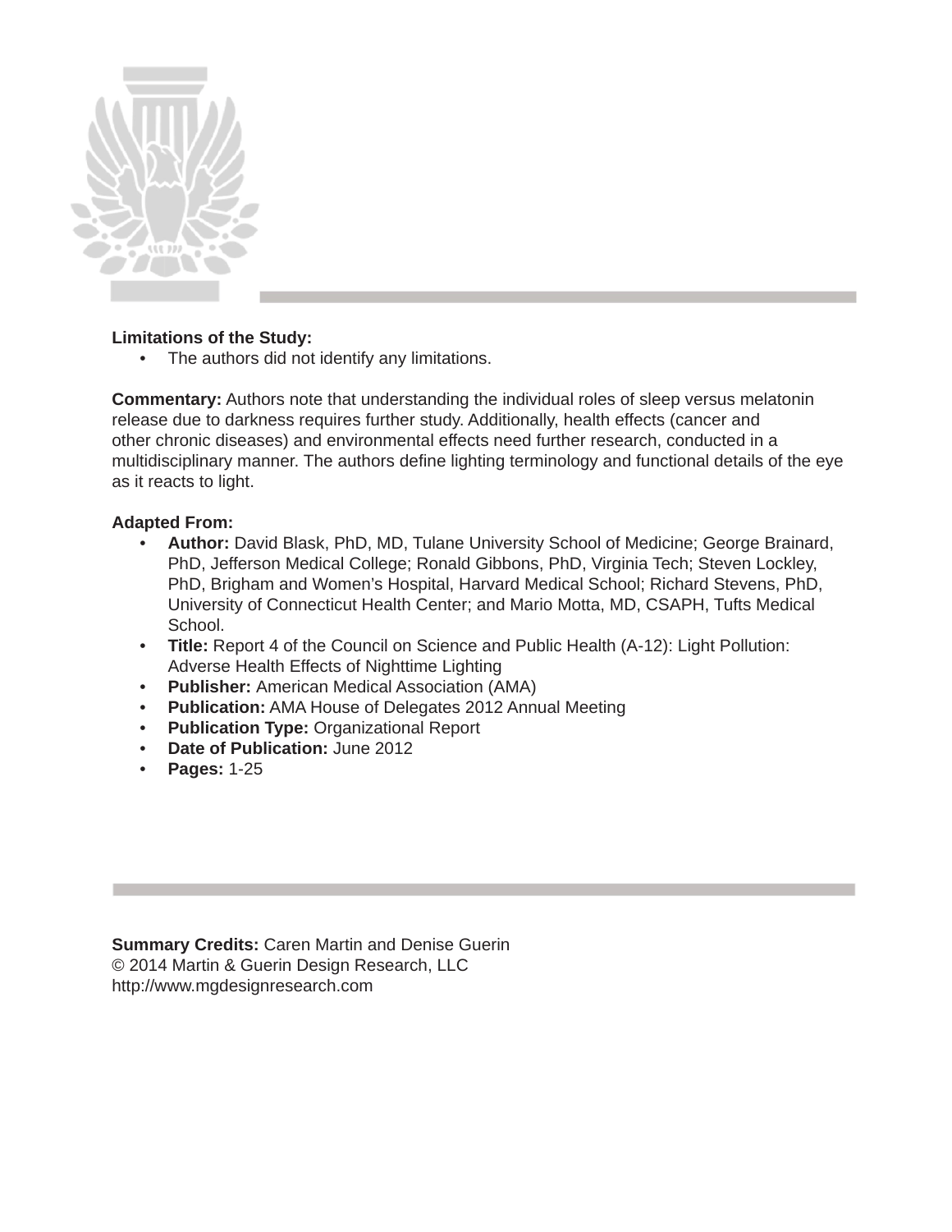**Limitations of the Study:**

- The authors did not identify any limitations.

**Commentary:** Authors note that understanding the individual roles of sleep versus melatonin release due to darkness requires further study. Additionally, health effects (cancer and other chronic diseases) and environmental effects need further research, conducted in a multidisciplinary manner. The authors define lighting terminology and functional details of the eye as it reacts to light.

**Adapted From:**

- **Author:** David Blask, PhD, MD, Tulane University School of Medicine; George Brainard, PhD, Jefferson Medical College; Ronald Gibbons, PhD, Virginia Tech; Steven Lockley, PhD, Brigham and Women's Hospital, Harvard Medical School; Richard Stevens, PhD, University of Connecticut Health Center; and Mario Motta, MD, CSAPH, Tufts Medical School.
- **Title:** Report 4 of the Council on Science and Public Health (A-12): Light Pollution: Adverse Health Effects of Nighttime Lighting
- **Publisher:** American Medical Association (AMA)
- **Publication:** AMA House of Delegates 2012 Annual Meeting
- **Publication Type:** Organizational Report
- **Date of Publication:** June 2012
- **Pages:** 1-25

**Summary Credits:** Caren Martin and Denise Guerin
© 2014 Martin & Guerin Design Research, LLC
http://www.mgdesignresearch.com